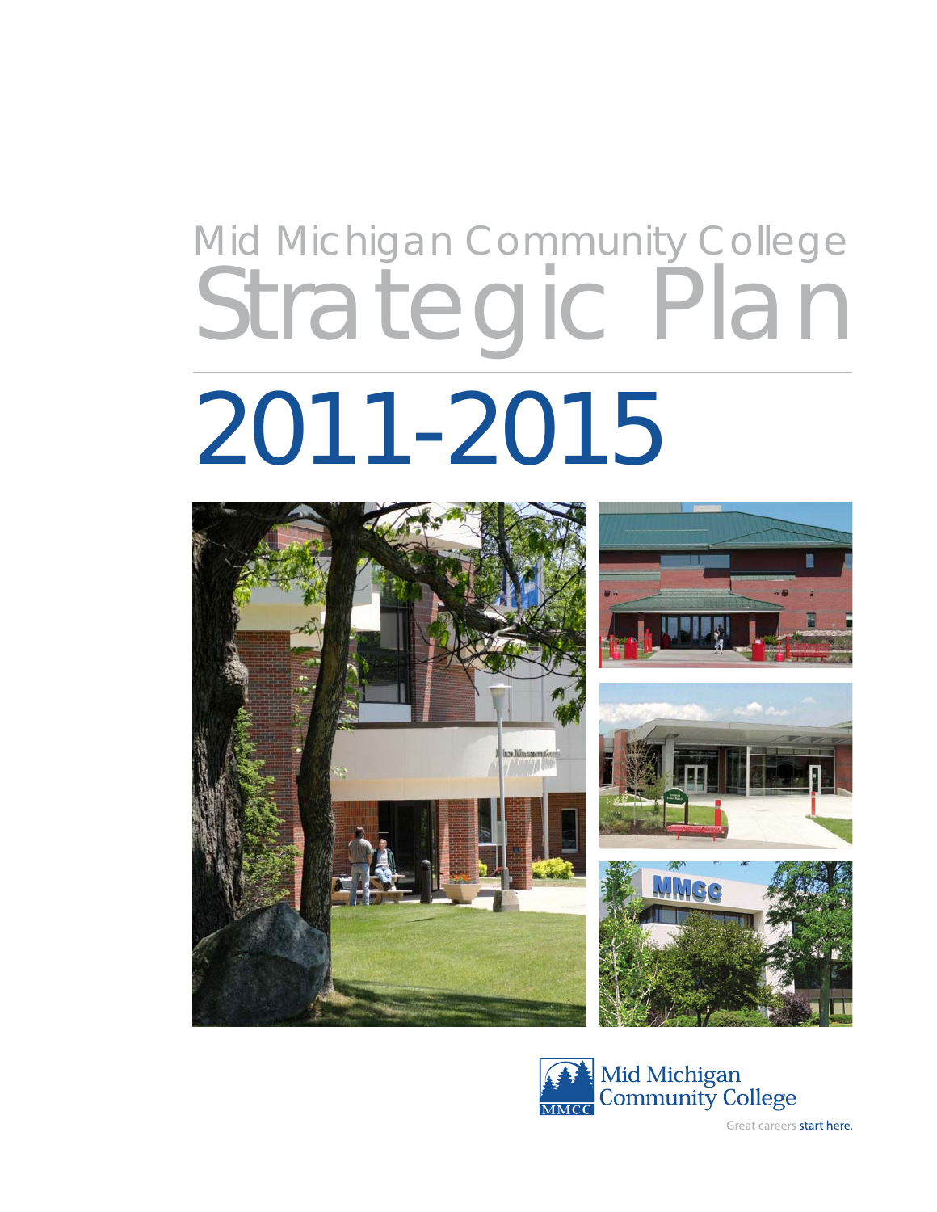# Mid Michigan Community College Strategic Plan

# 2011-2015

Mid Michigan Community College

Great careers start here.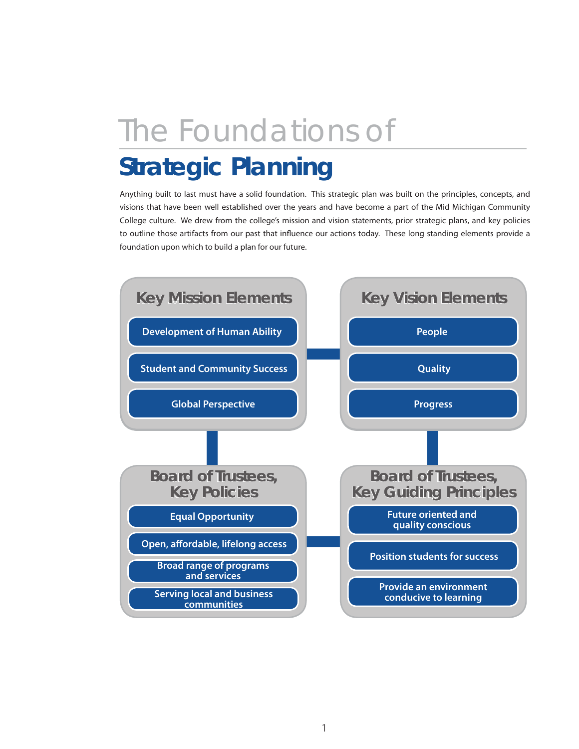# The Foundations of Strategic Planning

Anything built to last must have a solid foundation. This strategic plan was built on the principles, concepts, and visions that have been well established over the years and have become a part of the Mid Michigan Community College culture. We drew from the college's mission and vision statements, prior strategic plans, and key policies to outline those artifacts from our past that influence our actions today. These long standing elements provide a foundation upon which to build a plan for our future.

## Key Mission Elements

- Development of Human Ability
- Student and Community Success
- Global Perspective

## Key Vision Elements

- People
- Quality
- Progress

## Board of Trustees, Key Policies

- Equal Opportunity
- Open, affordable, lifelong access
- Broad range of programs and services
- Serving local and business communities

## Board of Trustees, Key Guiding Principles

- Future oriented and quality conscious
- Position students for success
- Provide an environment conducive to learning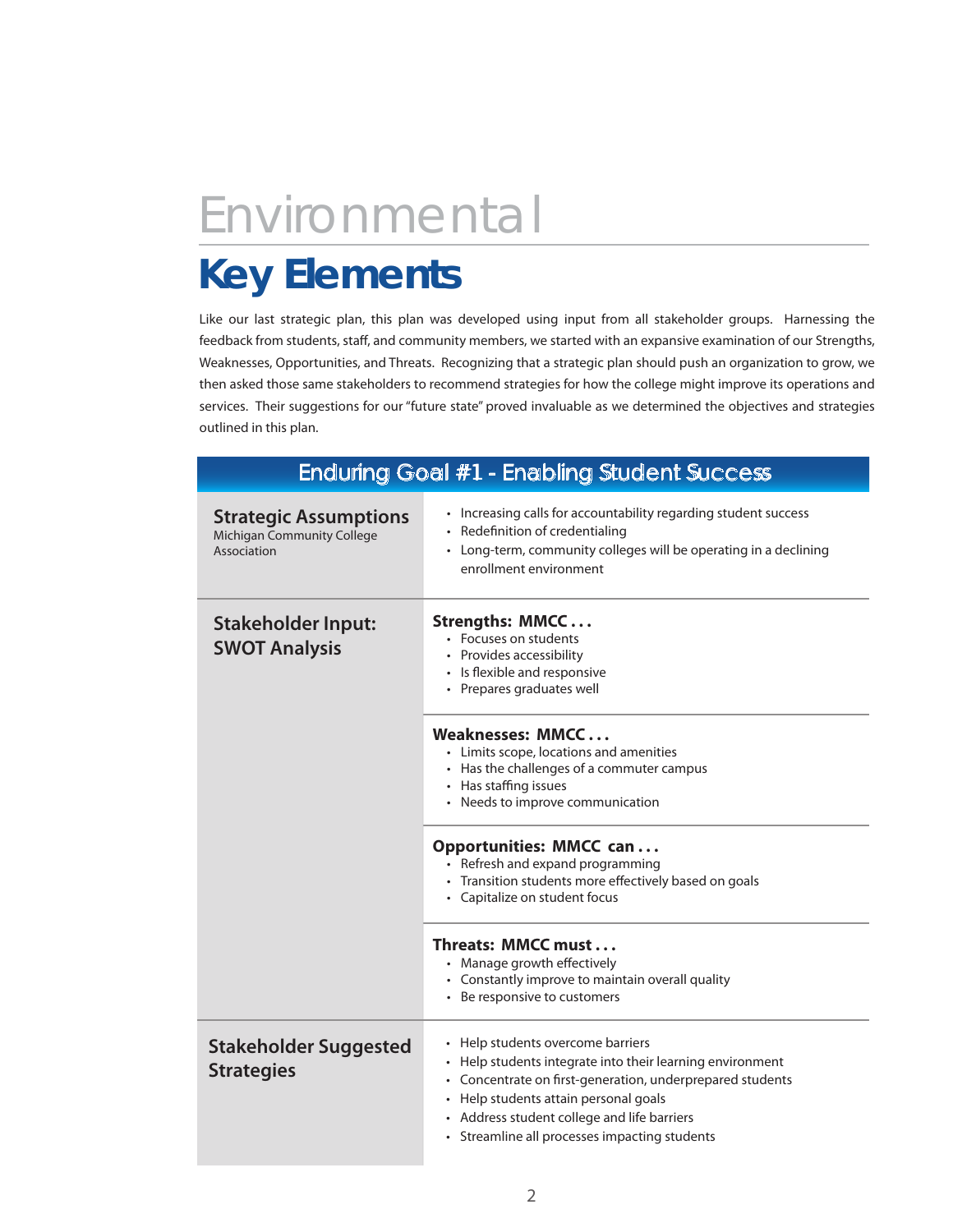# Environmental

## Key Elements

Like our last strategic plan, this plan was developed using input from all stakeholder groups. Harnessing the feedback from students, staff, and community members, we started with an expansive examination of our Strengths, Weaknesses, Opportunities, and Threats. Recognizing that a strategic plan should push an organization to grow, we then asked those same stakeholders to recommend strategies for how the college might improve its operations and services. Their suggestions for our "future state" proved invaluable as we determined the objectives and strategies outlined in this plan.

| Enduring Goal #1 - Enabling Student Success | |
|---|---|
| **Strategic Assumptions**<br>Michigan Community College Association | • Increasing calls for accountability regarding student success<br>• Redefinition of credentialing<br>• Long-term, community colleges will be operating in a declining enrollment environment |
| **Stakeholder Input: SWOT Analysis** | **Strengths: MMCC . . .**<br>• Focuses on students<br>• Provides accessibility<br>• Is flexible and responsive<br>• Prepares graduates well |
| | **Weaknesses: MMCC . . .**<br>• Limits scope, locations and amenities<br>• Has the challenges of a commuter campus<br>• Has staffing issues<br>• Needs to improve communication |
| | **Opportunities: MMCC can . . .**<br>• Refresh and expand programming<br>• Transition students more effectively based on goals<br>• Capitalize on student focus |
| | **Threats: MMCC must . . .**<br>• Manage growth effectively<br>• Constantly improve to maintain overall quality<br>• Be responsive to customers |
| **Stakeholder Suggested Strategies** | • Help students overcome barriers<br>• Help students integrate into their learning environment<br>• Concentrate on first-generation, underprepared students<br>• Help students attain personal goals<br>• Address student college and life barriers<br>• Streamline all processes impacting students |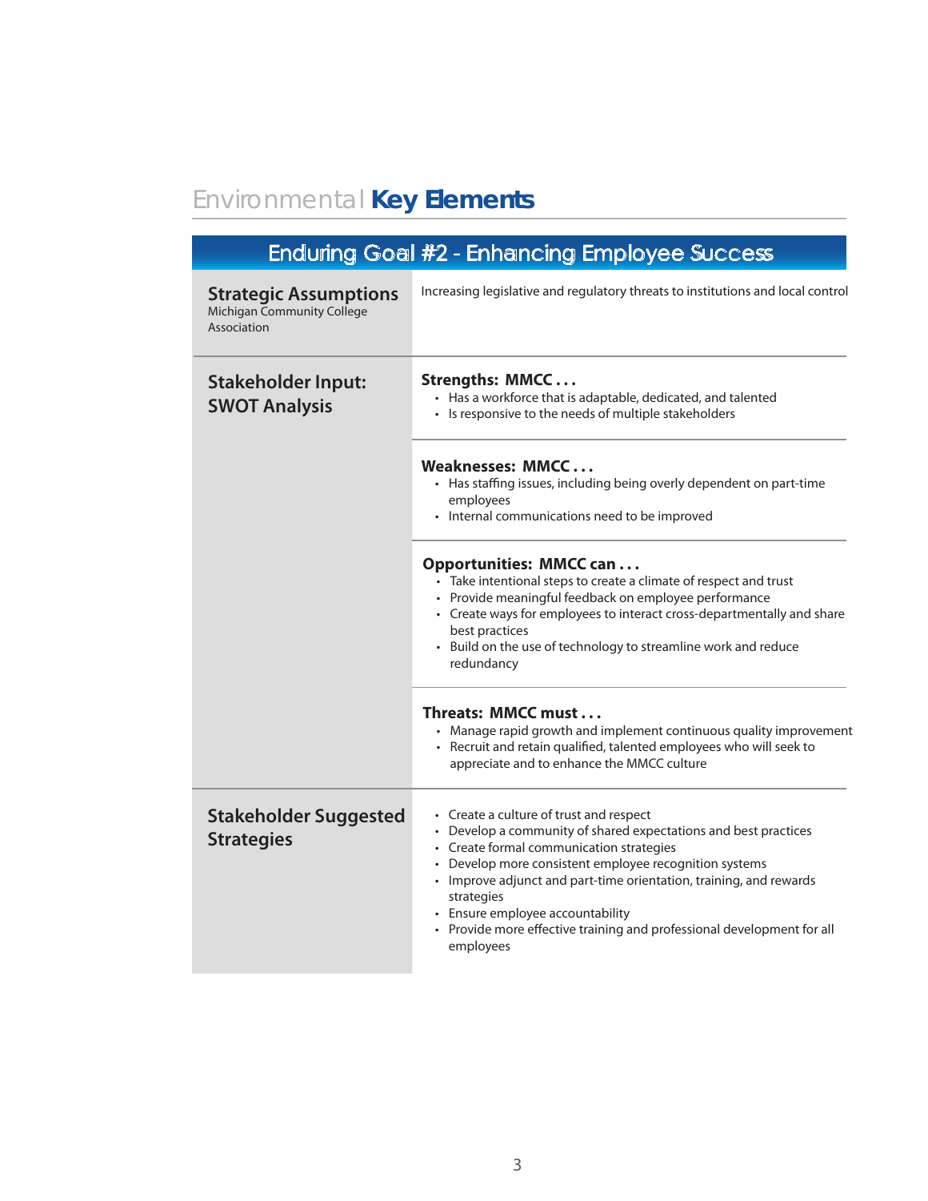# Environmental **Key Elements**

## Enduring Goal #2 - Enhancing Employee Success

### Strategic Assumptions
Michigan Community College Association

Increasing legislative and regulatory threats to institutions and local control

### Stakeholder Input: SWOT Analysis

**Strengths: MMCC . . .**

- Has a workforce that is adaptable, dedicated, and talented
- Is responsive to the needs of multiple stakeholders

**Weaknesses: MMCC . . .**

- Has staffing issues, including being overly dependent on part-time employees
- Internal communications need to be improved

**Opportunities: MMCC can . . .**

- Take intentional steps to create a climate of respect and trust
- Provide meaningful feedback on employee performance
- Create ways for employees to interact cross-departmentally and share best practices
- Build on the use of technology to streamline work and reduce redundancy

**Threats: MMCC must . . .**

- Manage rapid growth and implement continuous quality improvement
- Recruit and retain qualified, talented employees who will seek to appreciate and to enhance the MMCC culture

### Stakeholder Suggested Strategies

- Create a culture of trust and respect
- Develop a community of shared expectations and best practices
- Create formal communication strategies
- Develop more consistent employee recognition systems
- Improve adjunct and part-time orientation, training, and rewards strategies
- Ensure employee accountability
- Provide more effective training and professional development for all employees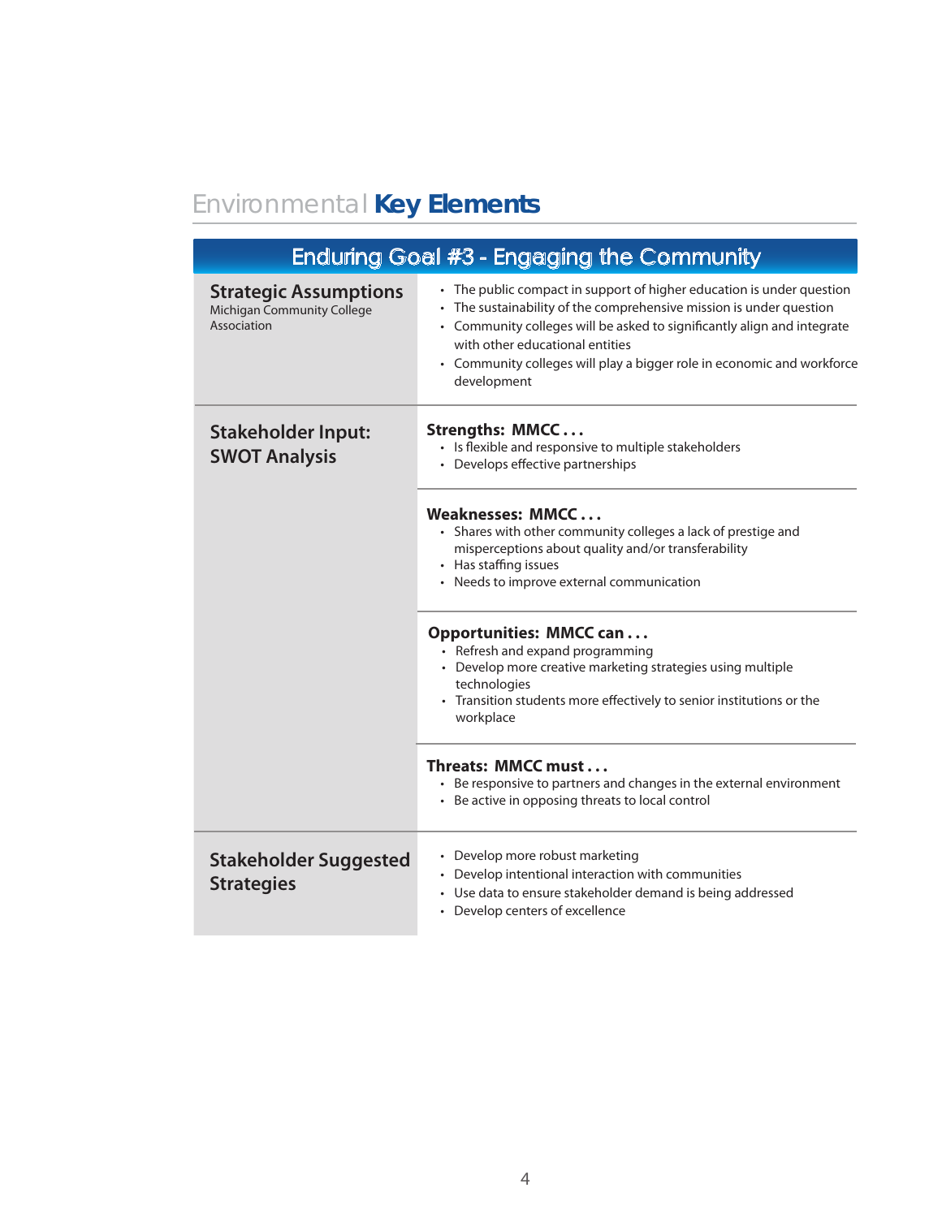# Environmental **Key Elements**

## Enduring Goal #3 - Engaging the Community

### Strategic Assumptions

Michigan Community College Association

- The public compact in support of higher education is under question
- The sustainability of the comprehensive mission is under question
- Community colleges will be asked to significantly align and integrate with other educational entities
- Community colleges will play a bigger role in economic and workforce development

### Stakeholder Input: SWOT Analysis

**Strengths: MMCC . . .**

- Is flexible and responsive to multiple stakeholders
- Develops effective partnerships

**Weaknesses: MMCC . . .**

- Shares with other community colleges a lack of prestige and misperceptions about quality and/or transferability
- Has staffing issues
- Needs to improve external communication

**Opportunities: MMCC can . . .**

- Refresh and expand programming
- Develop more creative marketing strategies using multiple technologies
- Transition students more effectively to senior institutions or the workplace

**Threats: MMCC must . . .**

- Be responsive to partners and changes in the external environment
- Be active in opposing threats to local control

### Stakeholder Suggested Strategies

- Develop more robust marketing
- Develop intentional interaction with communities
- Use data to ensure stakeholder demand is being addressed
- Develop centers of excellence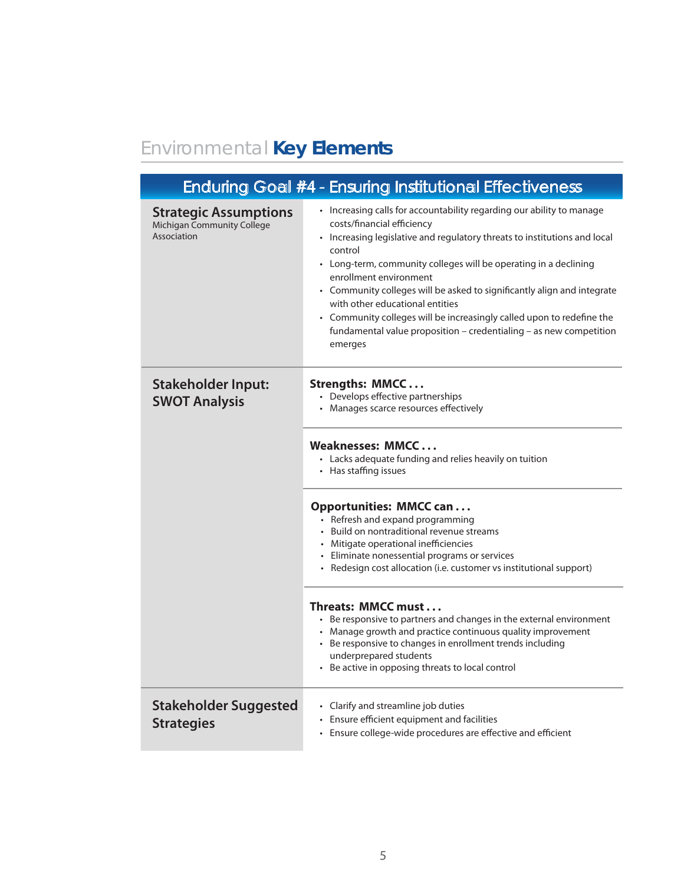# Environmental **Key Elements**

## Enduring Goal #4 - Ensuring Institutional Effectiveness

### Strategic Assumptions
Michigan Community College Association

- Increasing calls for accountability regarding our ability to manage costs/financial efficiency
- Increasing legislative and regulatory threats to institutions and local control
- Long-term, community colleges will be operating in a declining enrollment environment
- Community colleges will be asked to significantly align and integrate with other educational entities
- Community colleges will be increasingly called upon to redefine the fundamental value proposition – credentialing – as new competition emerges

### Stakeholder Input: SWOT Analysis

**Strengths: MMCC . . .**
- Develops effective partnerships
- Manages scarce resources effectively

**Weaknesses: MMCC . . .**
- Lacks adequate funding and relies heavily on tuition
- Has staffing issues

**Opportunities: MMCC can . . .**
- Refresh and expand programming
- Build on nontraditional revenue streams
- Mitigate operational inefficiencies
- Eliminate nonessential programs or services
- Redesign cost allocation (i.e. customer vs institutional support)

**Threats: MMCC must . . .**
- Be responsive to partners and changes in the external environment
- Manage growth and practice continuous quality improvement
- Be responsive to changes in enrollment trends including underprepared students
- Be active in opposing threats to local control

### Stakeholder Suggested Strategies

- Clarify and streamline job duties
- Ensure efficient equipment and facilities
- Ensure college-wide procedures are effective and efficient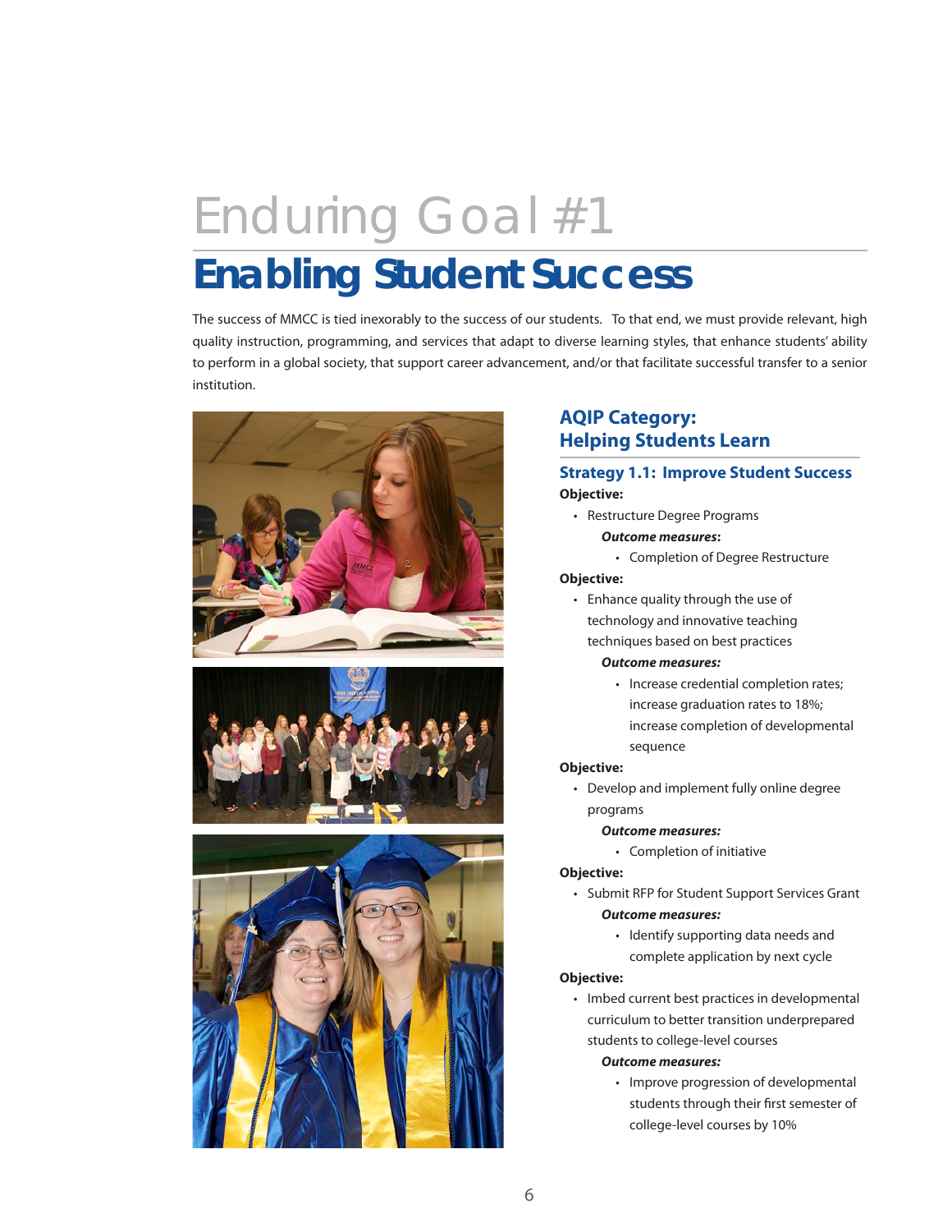# Enduring Goal #1

## Enabling Student Success

The success of MMCC is tied inexorably to the success of our students. To that end, we must provide relevant, high quality instruction, programming, and services that adapt to diverse learning styles, that enhance students' ability to perform in a global society, that support career advancement, and/or that facilitate successful transfer to a senior institution.

### AQIP Category: Helping Students Learn

#### Strategy 1.1: Improve Student Success

**Objective:**

- Restructure Degree Programs

  ***Outcome measures*:**

  - Completion of Degree Restructure

**Objective:**

- Enhance quality through the use of technology and innovative teaching techniques based on best practices

  ***Outcome measures:***

  - Increase credential completion rates; increase graduation rates to 18%; increase completion of developmental sequence

**Objective:**

- Develop and implement fully online degree programs

  ***Outcome measures:***

  - Completion of initiative

**Objective:**

- Submit RFP for Student Support Services Grant

  ***Outcome measures:***

  - Identify supporting data needs and complete application by next cycle

**Objective:**

- Imbed current best practices in developmental curriculum to better transition underprepared students to college-level courses

  ***Outcome measures:***

  - Improve progression of developmental students through their first semester of college-level courses by 10%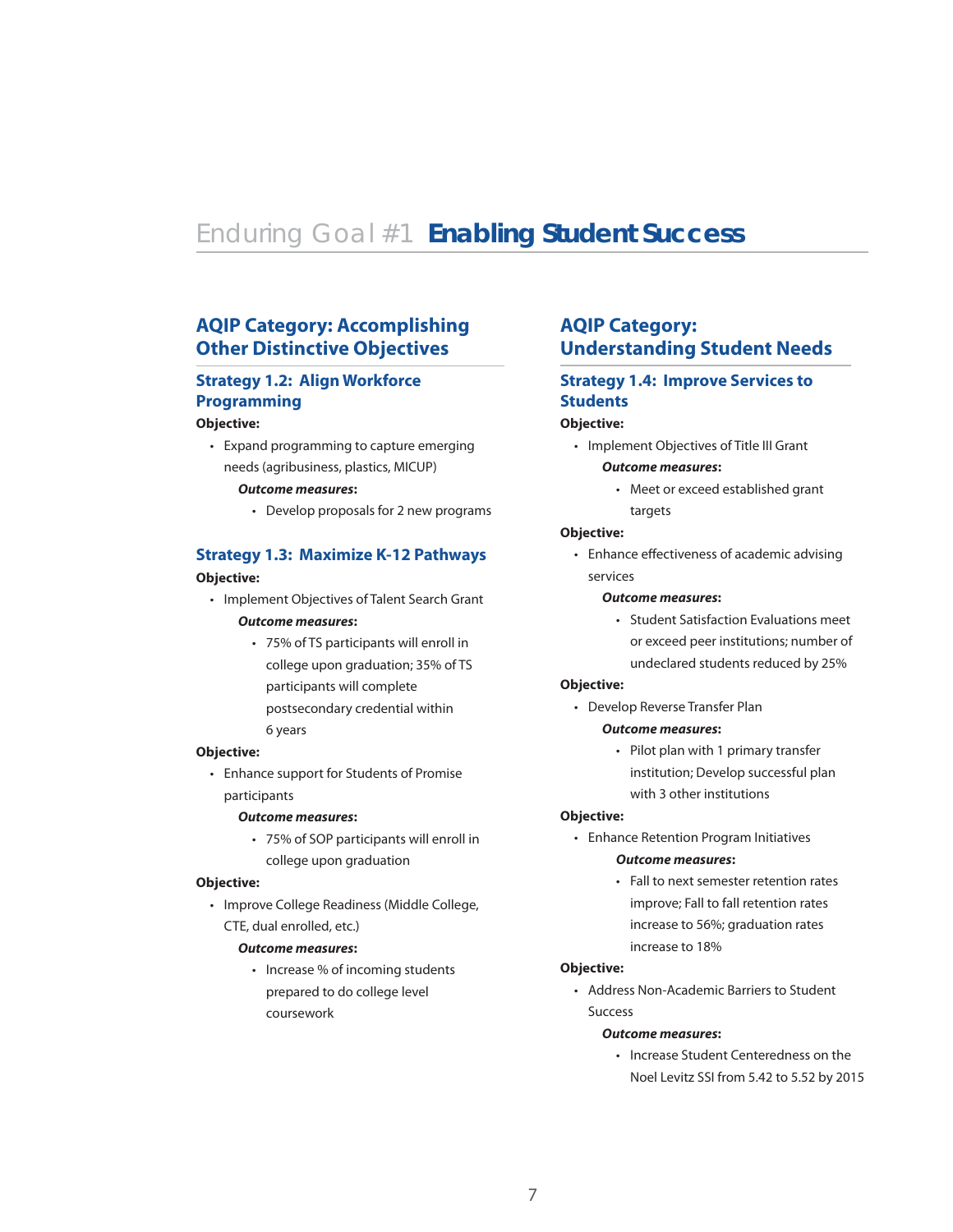# Enduring Goal #1 **Enabling Student Success**

## AQIP Category: Accomplishing Other Distinctive Objectives

### Strategy 1.2: Align Workforce Programming

**Objective:**

- Expand programming to capture emerging needs (agribusiness, plastics, MICUP)

  ***Outcome measures*:**

  - Develop proposals for 2 new programs

### Strategy 1.3: Maximize K-12 Pathways

**Objective:**

- Implement Objectives of Talent Search Grant

  ***Outcome measures*:**

  - 75% of TS participants will enroll in college upon graduation; 35% of TS participants will complete postsecondary credential within 6 years

**Objective:**

- Enhance support for Students of Promise participants

  ***Outcome measures*:**

  - 75% of SOP participants will enroll in college upon graduation

**Objective:**

- Improve College Readiness (Middle College, CTE, dual enrolled, etc.)

  ***Outcome measures*:**

  - Increase % of incoming students prepared to do college level coursework

## AQIP Category: Understanding Student Needs

### Strategy 1.4: Improve Services to Students

**Objective:**

- Implement Objectives of Title III Grant

  ***Outcome measures*:**

  - Meet or exceed established grant targets

**Objective:**

- Enhance effectiveness of academic advising services

  ***Outcome measures*:**

  - Student Satisfaction Evaluations meet or exceed peer institutions; number of undeclared students reduced by 25%

**Objective:**

- Develop Reverse Transfer Plan

  ***Outcome measures*:**

  - Pilot plan with 1 primary transfer institution; Develop successful plan with 3 other institutions

**Objective:**

- Enhance Retention Program Initiatives

  ***Outcome measures*:**

  - Fall to next semester retention rates improve; Fall to fall retention rates increase to 56%; graduation rates increase to 18%

**Objective:**

- Address Non-Academic Barriers to Student Success

  ***Outcome measures*:**

  - Increase Student Centeredness on the Noel Levitz SSI from 5.42 to 5.52 by 2015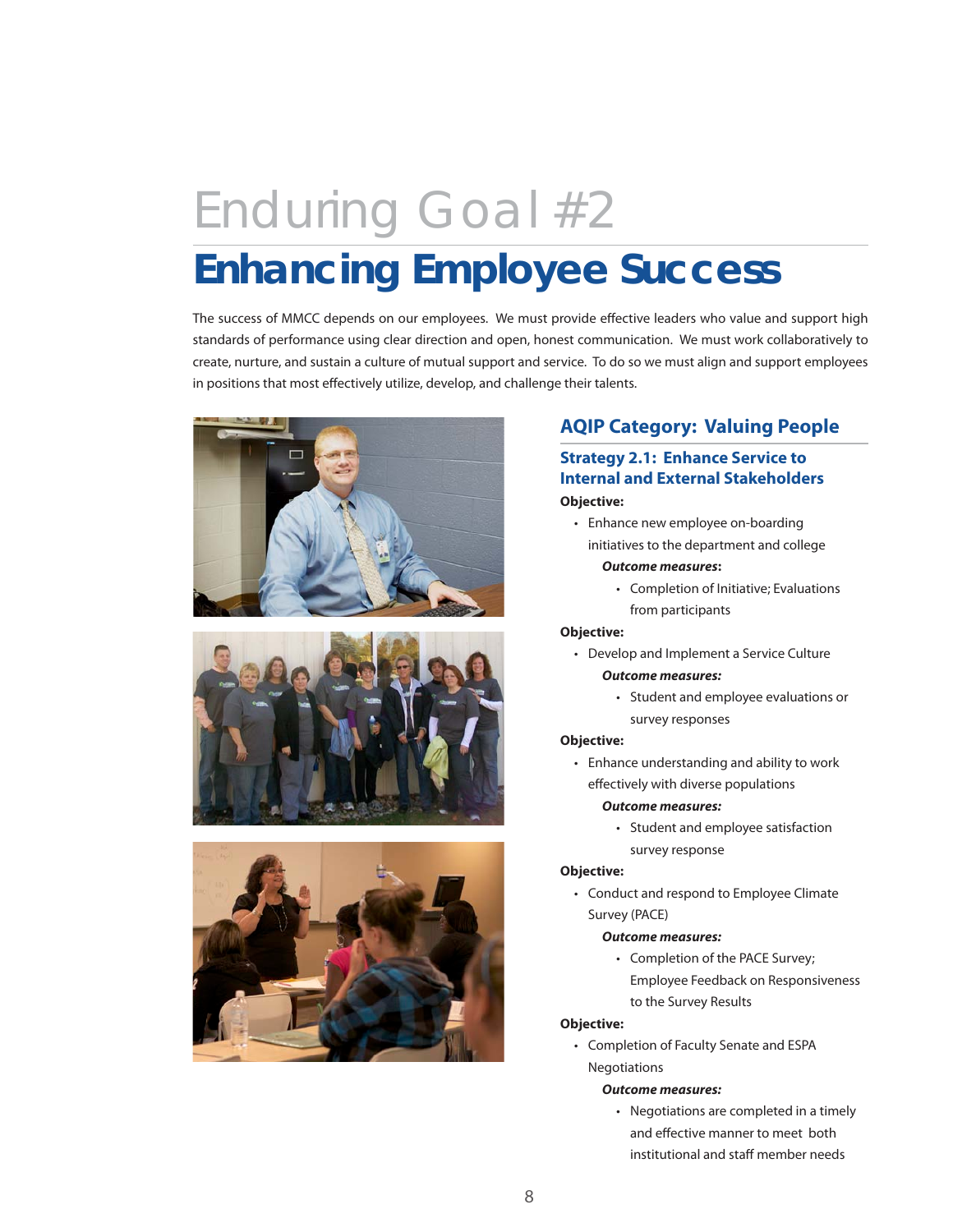# Enduring Goal #2

# Enhancing Employee Success

The success of MMCC depends on our employees. We must provide effective leaders who value and support high standards of performance using clear direction and open, honest communication. We must work collaboratively to create, nurture, and sustain a culture of mutual support and service. To do so we must align and support employees in positions that most effectively utilize, develop, and challenge their talents.

## AQIP Category: Valuing People

### Strategy 2.1: Enhance Service to Internal and External Stakeholders

**Objective:**

- Enhance new employee on-boarding initiatives to the department and college

  ***Outcome measures*:**

  - Completion of Initiative; Evaluations from participants

**Objective:**

- Develop and Implement a Service Culture

  ***Outcome measures:***

  - Student and employee evaluations or survey responses

**Objective:**

- Enhance understanding and ability to work effectively with diverse populations

  ***Outcome measures:***

  - Student and employee satisfaction survey response

**Objective:**

- Conduct and respond to Employee Climate Survey (PACE)

  ***Outcome measures:***

  - Completion of the PACE Survey; Employee Feedback on Responsiveness to the Survey Results

**Objective:**

- Completion of Faculty Senate and ESPA Negotiations

  ***Outcome measures:***

  - Negotiations are completed in a timely and effective manner to meet both institutional and staff member needs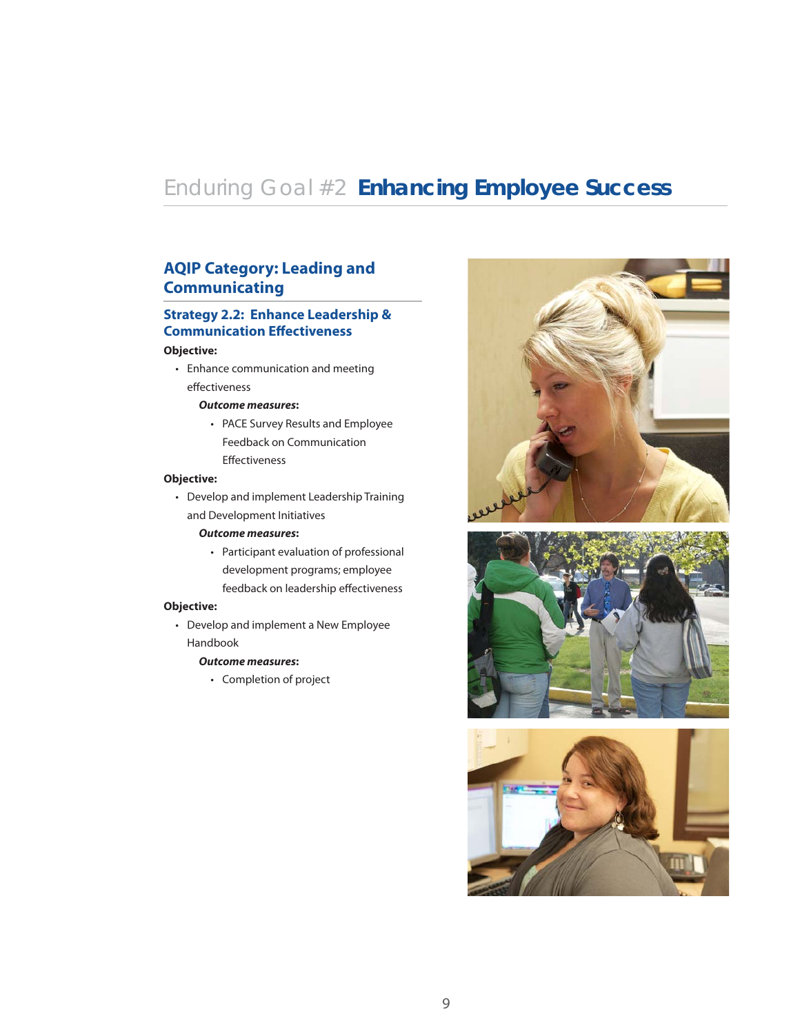# Enduring Goal #2 **Enhancing Employee Success**

## AQIP Category: Leading and Communicating

### Strategy 2.2: Enhance Leadership & Communication Effectiveness

**Objective:**

- Enhance communication and meeting effectiveness

  ***Outcome measures*:**

  - PACE Survey Results and Employee Feedback on Communication Effectiveness

**Objective:**

- Develop and implement Leadership Training and Development Initiatives

  ***Outcome measures*:**

  - Participant evaluation of professional development programs; employee feedback on leadership effectiveness

**Objective:**

- Develop and implement a New Employee Handbook

  ***Outcome measures*:**

  - Completion of project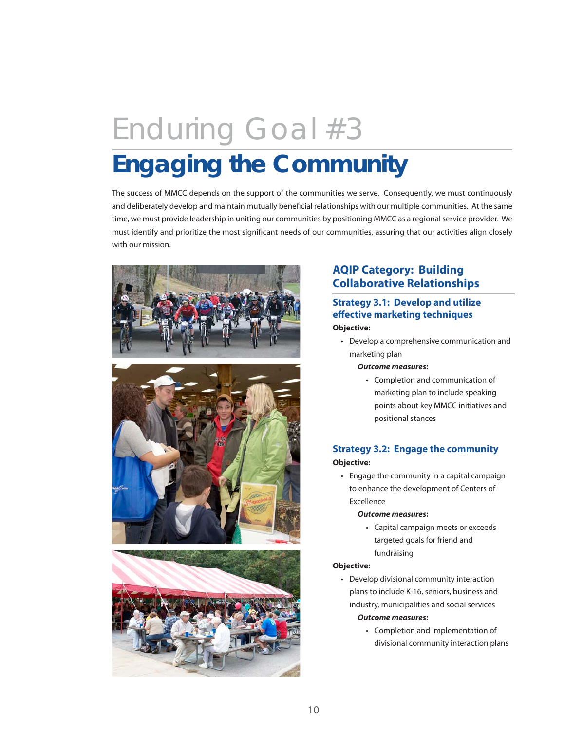# Enduring Goal #3

# Engaging the Community

The success of MMCC depends on the support of the communities we serve. Consequently, we must continuously and deliberately develop and maintain mutually beneficial relationships with our multiple communities. At the same time, we must provide leadership in uniting our communities by positioning MMCC as a regional service provider. We must identify and prioritize the most significant needs of our communities, assuring that our activities align closely with our mission.

## AQIP Category: Building Collaborative Relationships

### Strategy 3.1: Develop and utilize effective marketing techniques

**Objective:**

- Develop a comprehensive communication and marketing plan

  ***Outcome measures*:**

  - Completion and communication of marketing plan to include speaking points about key MMCC initiatives and positional stances

### Strategy 3.2: Engage the community

**Objective:**

- Engage the community in a capital campaign to enhance the development of Centers of Excellence

  ***Outcome measures*:**

  - Capital campaign meets or exceeds targeted goals for friend and fundraising

**Objective:**

- Develop divisional community interaction plans to include K-16, seniors, business and industry, municipalities and social services

  ***Outcome measures*:**

  - Completion and implementation of divisional community interaction plans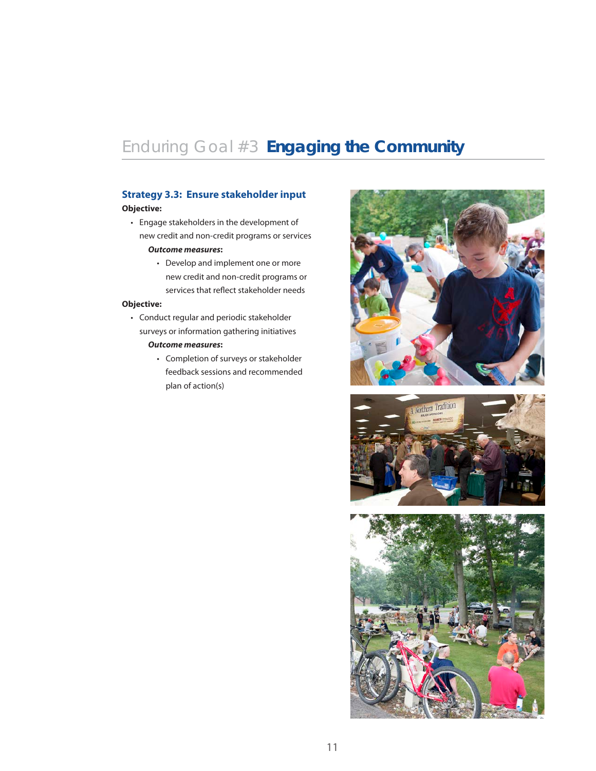# Enduring Goal #3 **Engaging the Community**

## Strategy 3.3: Ensure stakeholder input

**Objective:**

- Engage stakeholders in the development of new credit and non-credit programs or services

  ***Outcome measures*:**

  - Develop and implement one or more new credit and non-credit programs or services that reflect stakeholder needs

**Objective:**

- Conduct regular and periodic stakeholder surveys or information gathering initiatives

  ***Outcome measures*:**

  - Completion of surveys or stakeholder feedback sessions and recommended plan of action(s)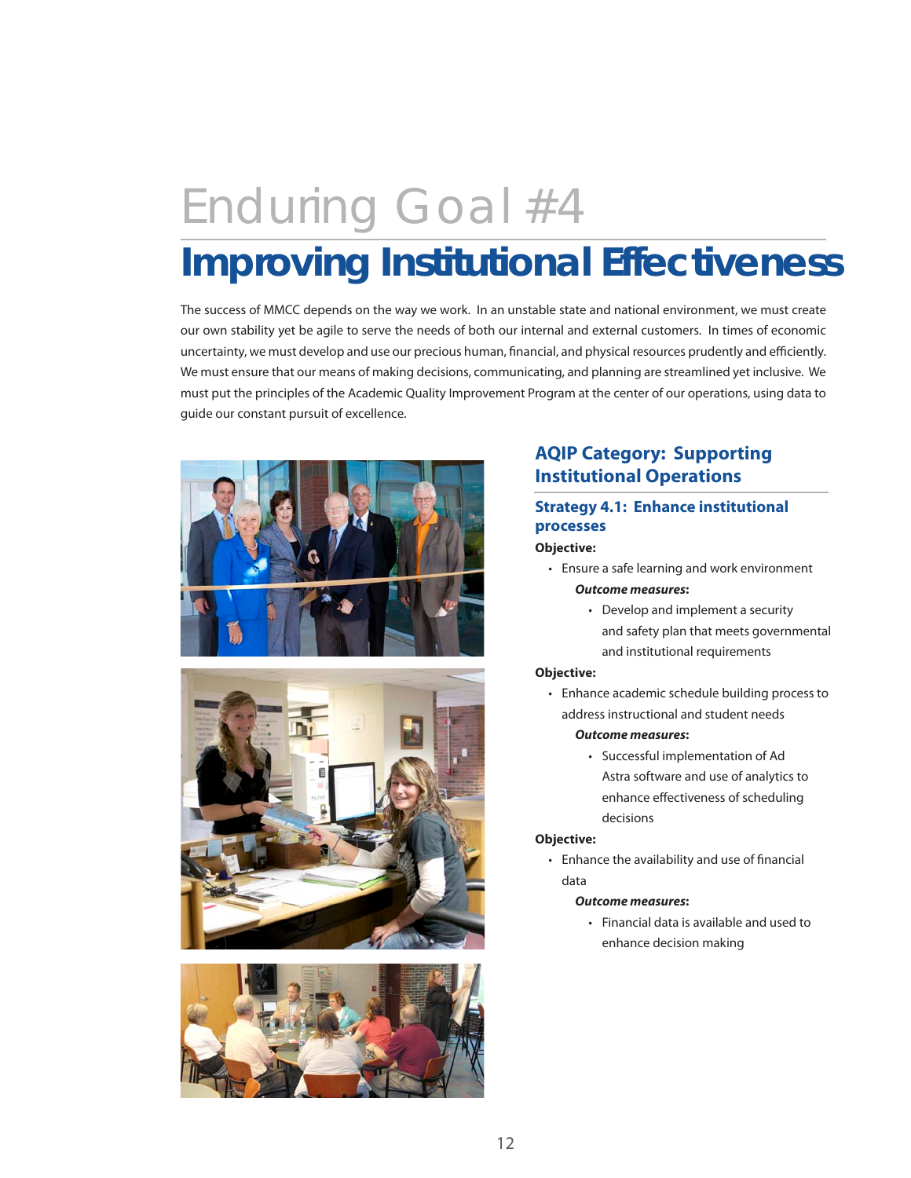# Enduring Goal #4

# Improving Institutional Effectiveness

The success of MMCC depends on the way we work. In an unstable state and national environment, we must create our own stability yet be agile to serve the needs of both our internal and external customers. In times of economic uncertainty, we must develop and use our precious human, financial, and physical resources prudently and efficiently. We must ensure that our means of making decisions, communicating, and planning are streamlined yet inclusive. We must put the principles of the Academic Quality Improvement Program at the center of our operations, using data to guide our constant pursuit of excellence.

## AQIP Category: Supporting Institutional Operations

### Strategy 4.1: Enhance institutional processes

**Objective:**

- Ensure a safe learning and work environment

  ***Outcome measures*:**

  - Develop and implement a security and safety plan that meets governmental and institutional requirements

**Objective:**

- Enhance academic schedule building process to address instructional and student needs

  ***Outcome measures*:**

  - Successful implementation of Ad Astra software and use of analytics to enhance effectiveness of scheduling decisions

**Objective:**

- Enhance the availability and use of financial data

  ***Outcome measures*:**

  - Financial data is available and used to enhance decision making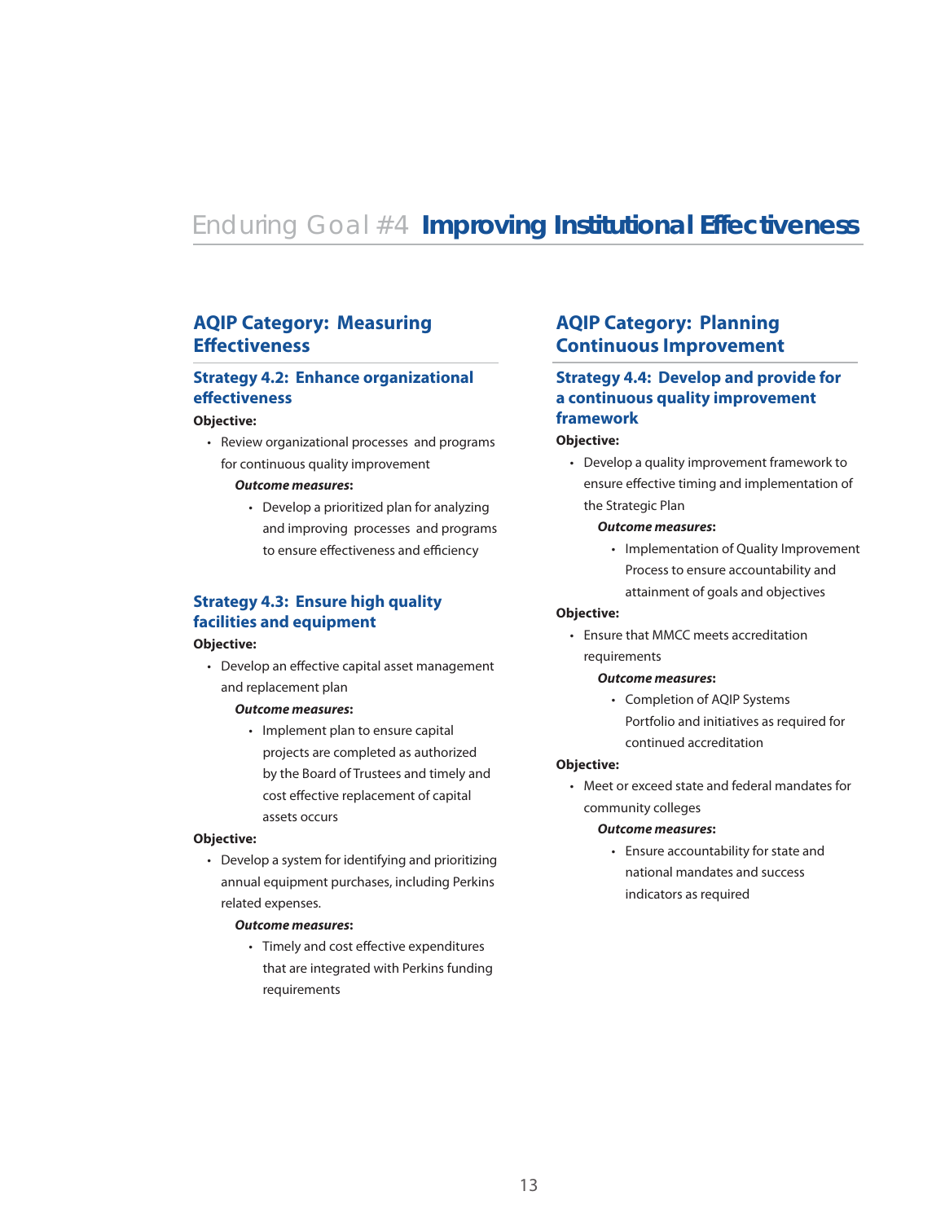# Enduring Goal #4 **Improving Institutional Effectiveness**

## AQIP Category: Measuring Effectiveness

### Strategy 4.2: Enhance organizational effectiveness

**Objective:**

- Review organizational processes and programs for continuous quality improvement

  ***Outcome measures*:**

  - Develop a prioritized plan for analyzing and improving processes and programs to ensure effectiveness and efficiency

### Strategy 4.3: Ensure high quality facilities and equipment

**Objective:**

- Develop an effective capital asset management and replacement plan

  ***Outcome measures*:**

  - Implement plan to ensure capital projects are completed as authorized by the Board of Trustees and timely and cost effective replacement of capital assets occurs

**Objective:**

- Develop a system for identifying and prioritizing annual equipment purchases, including Perkins related expenses.

  ***Outcome measures*:**

  - Timely and cost effective expenditures that are integrated with Perkins funding requirements

## AQIP Category: Planning Continuous Improvement

### Strategy 4.4: Develop and provide for a continuous quality improvement framework

**Objective:**

- Develop a quality improvement framework to ensure effective timing and implementation of the Strategic Plan

  ***Outcome measures*:**

  - Implementation of Quality Improvement Process to ensure accountability and attainment of goals and objectives

**Objective:**

- Ensure that MMCC meets accreditation requirements

  ***Outcome measures*:**

  - Completion of AQIP Systems Portfolio and initiatives as required for continued accreditation

**Objective:**

- Meet or exceed state and federal mandates for community colleges

  ***Outcome measures*:**

  - Ensure accountability for state and national mandates and success indicators as required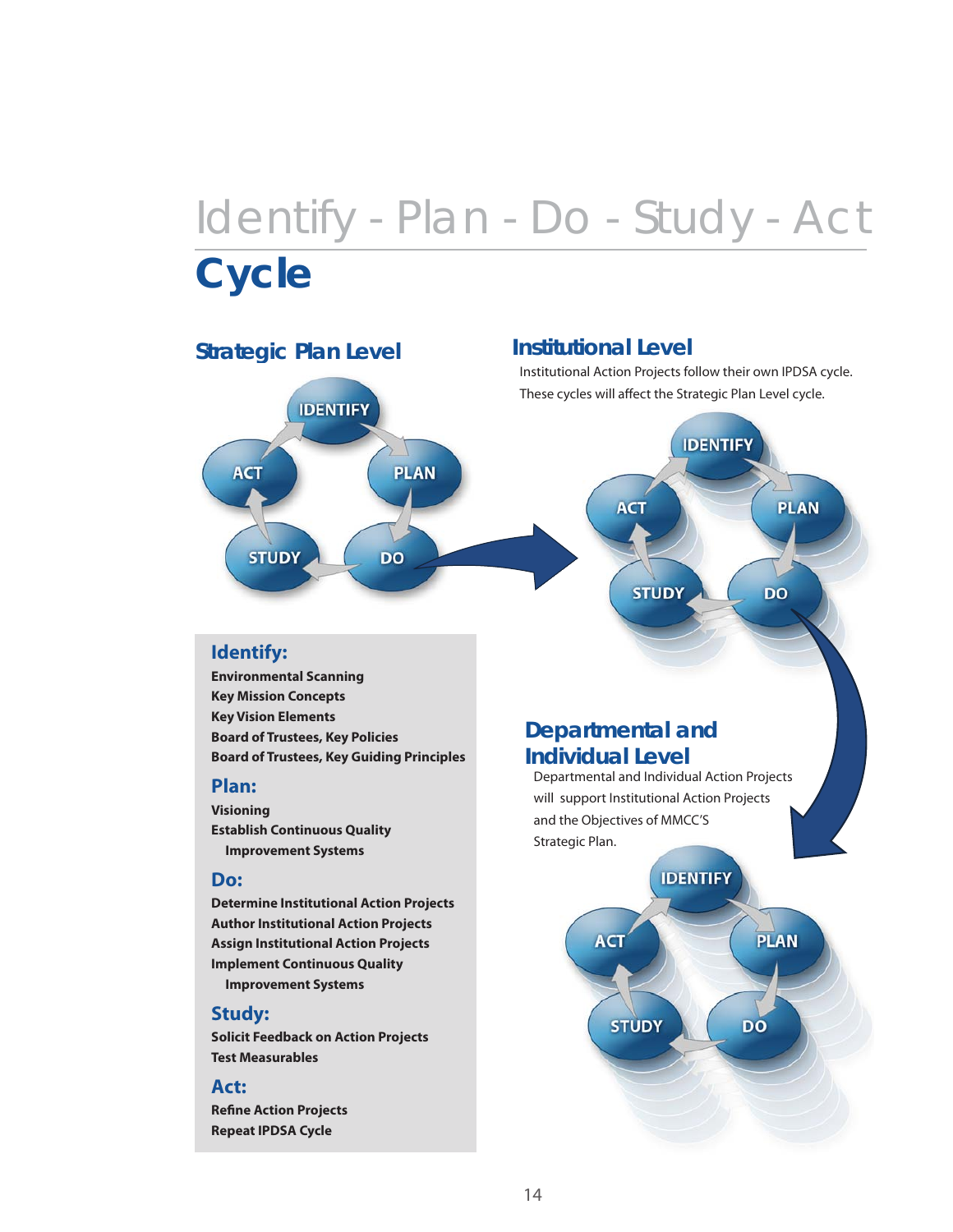# Identify - Plan - Do - Study - Act
# Cycle

## Strategic Plan Level

IDENTIFY
PLAN
DO
STUDY
ACT

## Institutional Level

Institutional Action Projects follow their own IPDSA cycle. These cycles will affect the Strategic Plan Level cycle.

IDENTIFY
PLAN
DO
STUDY
ACT

### Identify:

**Environmental Scanning**
**Key Mission Concepts**
**Key Vision Elements**
**Board of Trustees, Key Policies**
**Board of Trustees, Key Guiding Principles**

### Plan:

**Visioning**
**Establish Continuous Quality Improvement Systems**

### Do:

**Determine Institutional Action Projects**
**Author Institutional Action Projects**
**Assign Institutional Action Projects**
**Implement Continuous Quality Improvement Systems**

### Study:

**Solicit Feedback on Action Projects**
**Test Measurables**

### Act:

**Refine Action Projects**
**Repeat IPDSA Cycle**

## Departmental and Individual Level

Departmental and Individual Action Projects will support Institutional Action Projects and the Objectives of MMCC'S Strategic Plan.

IDENTIFY
PLAN
DO
STUDY
ACT